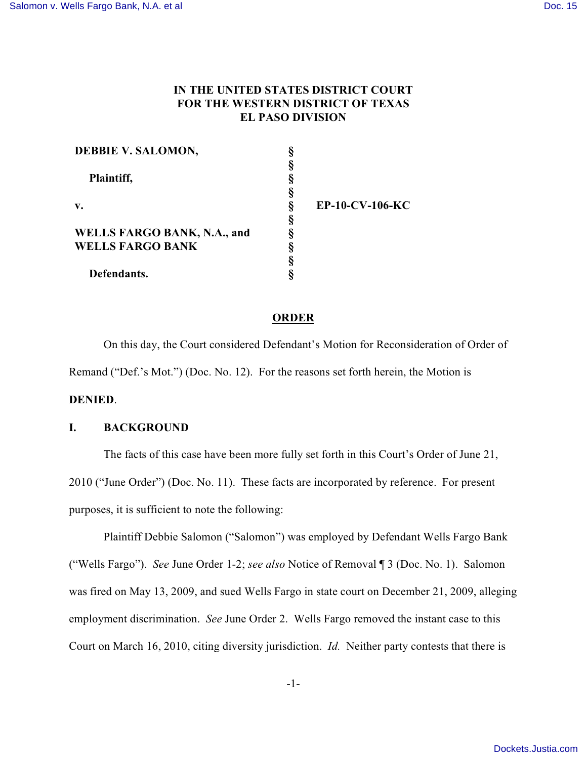IN THE UNITED STATES DISTRICT COURT
FOR THE WESTERN DISTRICT OF TEXAS
EL PASO DIVISION

| | | |
|---|---|---|
| **DEBBIE V. SALOMON,** | § | |
| | § | |
| **Plaintiff,** | § | |
| | § | |
| **v.** | § | **EP-10-CV-106-KC** |
| | § | |
| **WELLS FARGO BANK, N.A., and WELLS FARGO BANK** | § | |
| | § | |
| **Defendants.** | § | |

## ORDER

On this day, the Court considered Defendant's Motion for Reconsideration of Order of Remand ("Def.'s Mot.") (Doc. No. 12). For the reasons set forth herein, the Motion is **DENIED**.

## I. BACKGROUND

The facts of this case have been more fully set forth in this Court's Order of June 21, 2010 ("June Order") (Doc. No. 11). These facts are incorporated by reference. For present purposes, it is sufficient to note the following:

Plaintiff Debbie Salomon ("Salomon") was employed by Defendant Wells Fargo Bank ("Wells Fargo"). *See* June Order 1-2; *see also* Notice of Removal ¶ 3 (Doc. No. 1). Salomon was fired on May 13, 2009, and sued Wells Fargo in state court on December 21, 2009, alleging employment discrimination. *See* June Order 2. Wells Fargo removed the instant case to this Court on March 16, 2010, citing diversity jurisdiction. *Id.* Neither party contests that there is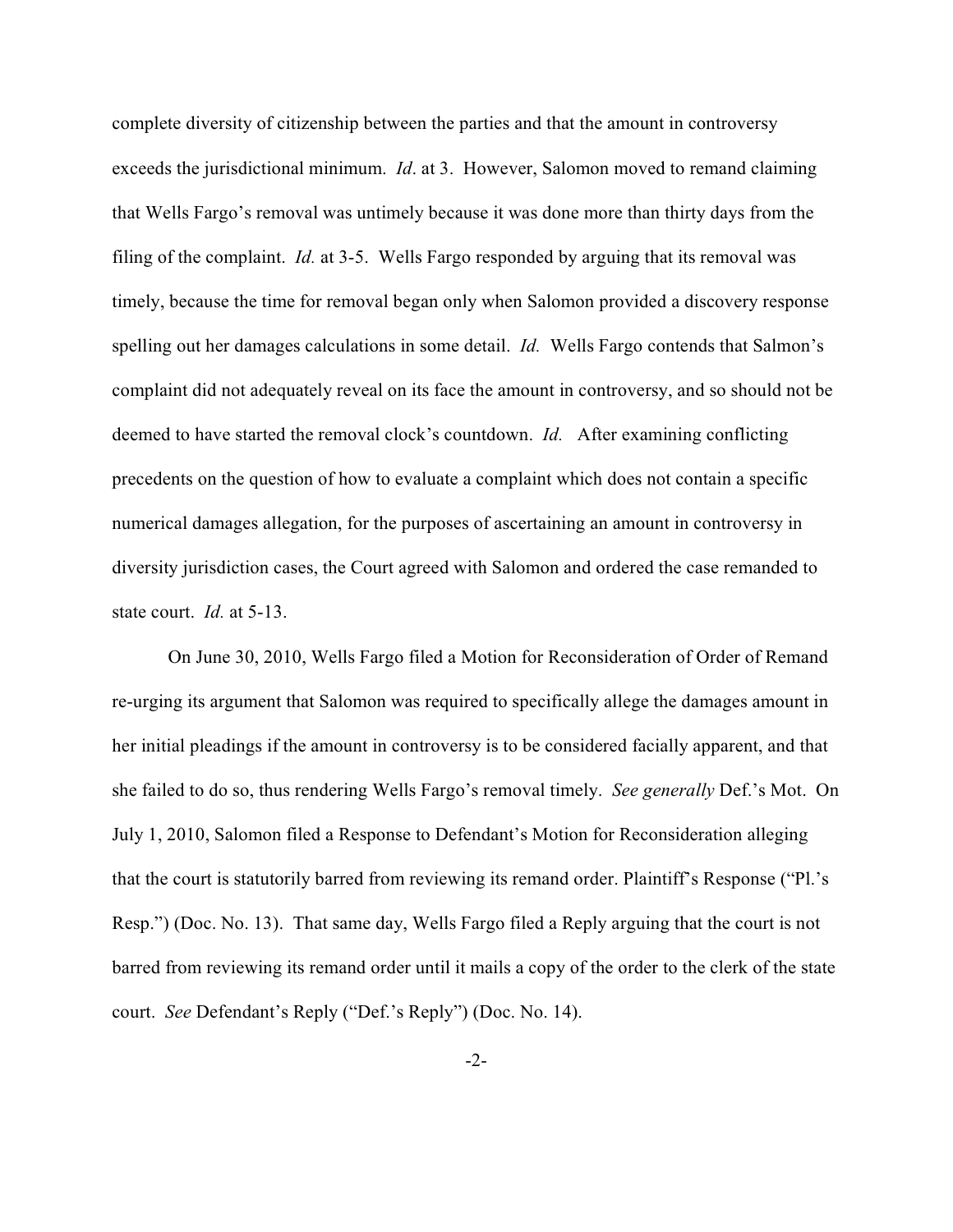complete diversity of citizenship between the parties and that the amount in controversy exceeds the jurisdictional minimum. *Id*. at 3. However, Salomon moved to remand claiming that Wells Fargo's removal was untimely because it was done more than thirty days from the filing of the complaint. *Id.* at 3-5. Wells Fargo responded by arguing that its removal was timely, because the time for removal began only when Salomon provided a discovery response spelling out her damages calculations in some detail. *Id.* Wells Fargo contends that Salmon's complaint did not adequately reveal on its face the amount in controversy, and so should not be deemed to have started the removal clock's countdown. *Id.* After examining conflicting precedents on the question of how to evaluate a complaint which does not contain a specific numerical damages allegation, for the purposes of ascertaining an amount in controversy in diversity jurisdiction cases, the Court agreed with Salomon and ordered the case remanded to state court. *Id.* at 5-13.

On June 30, 2010, Wells Fargo filed a Motion for Reconsideration of Order of Remand re-urging its argument that Salomon was required to specifically allege the damages amount in her initial pleadings if the amount in controversy is to be considered facially apparent, and that she failed to do so, thus rendering Wells Fargo's removal timely. *See generally* Def.'s Mot. On July 1, 2010, Salomon filed a Response to Defendant's Motion for Reconsideration alleging that the court is statutorily barred from reviewing its remand order. Plaintiff's Response ("Pl.'s Resp.") (Doc. No. 13). That same day, Wells Fargo filed a Reply arguing that the court is not barred from reviewing its remand order until it mails a copy of the order to the clerk of the state court. *See* Defendant's Reply ("Def.'s Reply") (Doc. No. 14).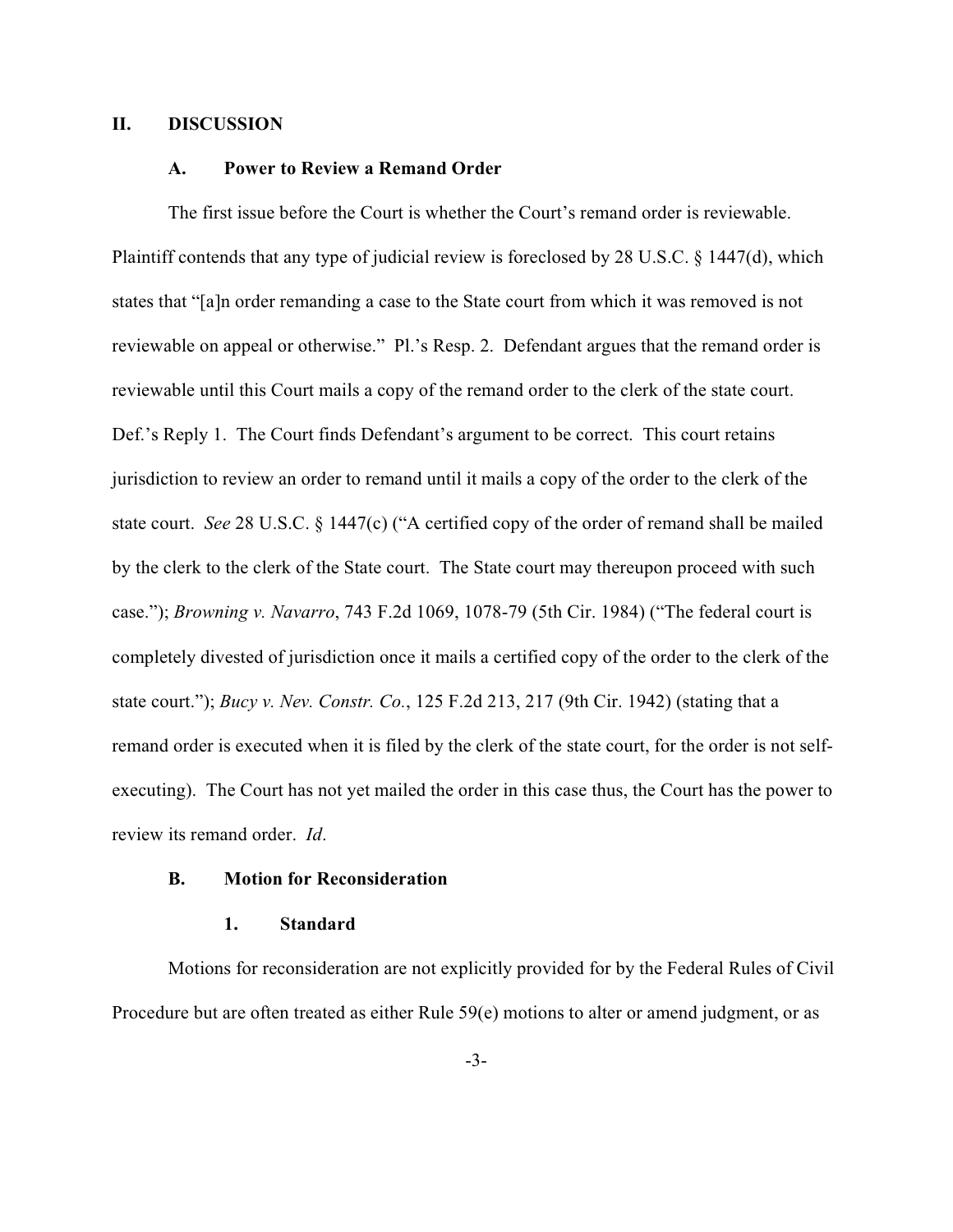## II. DISCUSSION

### A. Power to Review a Remand Order

The first issue before the Court is whether the Court's remand order is reviewable. Plaintiff contends that any type of judicial review is foreclosed by 28 U.S.C. § 1447(d), which states that "[a]n order remanding a case to the State court from which it was removed is not reviewable on appeal or otherwise." Pl.'s Resp. 2. Defendant argues that the remand order is reviewable until this Court mails a copy of the remand order to the clerk of the state court. Def.'s Reply 1. The Court finds Defendant's argument to be correct. This court retains jurisdiction to review an order to remand until it mails a copy of the order to the clerk of the state court. *See* 28 U.S.C. § 1447(c) ("A certified copy of the order of remand shall be mailed by the clerk to the clerk of the State court. The State court may thereupon proceed with such case."); *Browning v. Navarro*, 743 F.2d 1069, 1078-79 (5th Cir. 1984) ("The federal court is completely divested of jurisdiction once it mails a certified copy of the order to the clerk of the state court."); *Bucy v. Nev. Constr. Co.*, 125 F.2d 213, 217 (9th Cir. 1942) (stating that a remand order is executed when it is filed by the clerk of the state court, for the order is not self-executing). The Court has not yet mailed the order in this case thus, the Court has the power to review its remand order. *Id*.

### B. Motion for Reconsideration

#### 1. Standard

Motions for reconsideration are not explicitly provided for by the Federal Rules of Civil Procedure but are often treated as either Rule 59(e) motions to alter or amend judgment, or as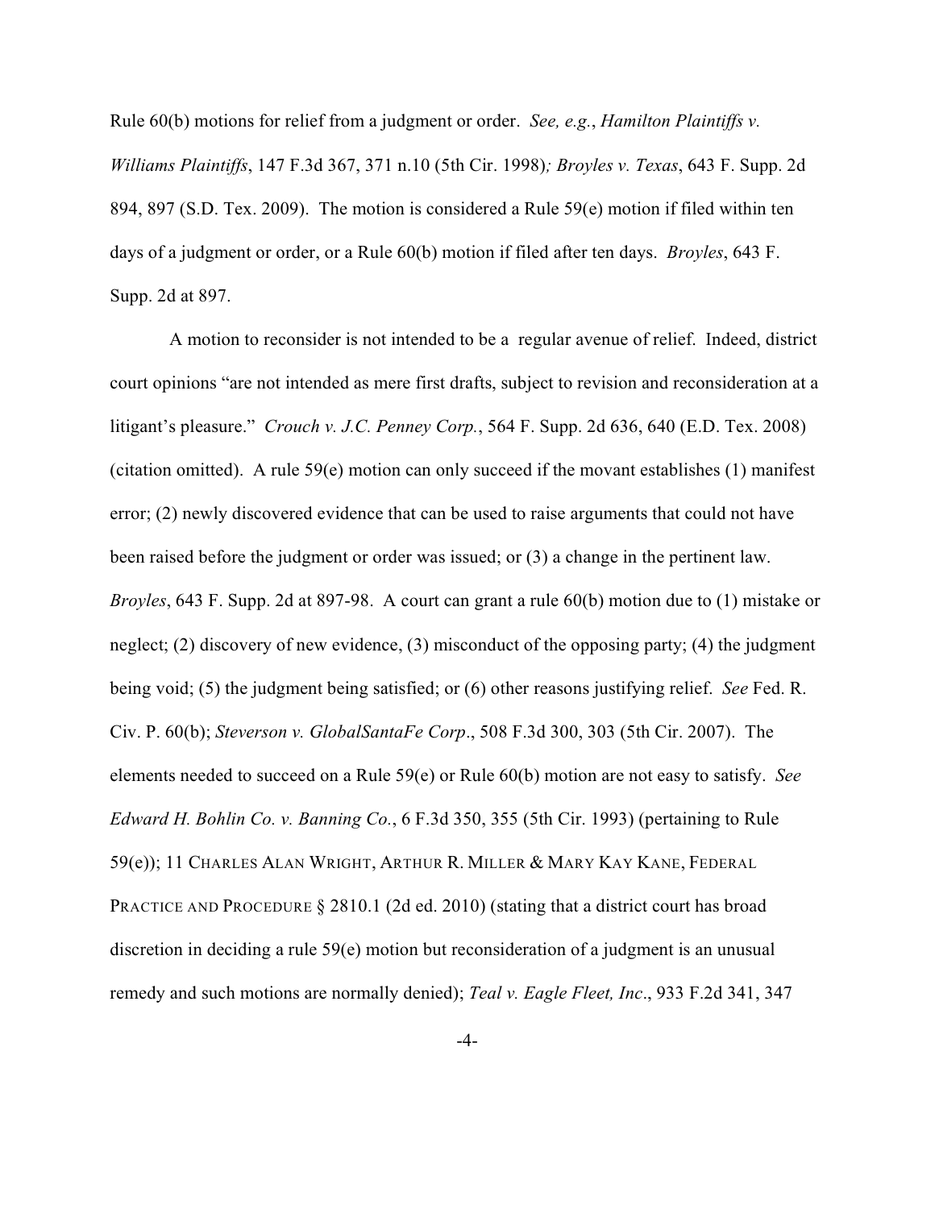Rule 60(b) motions for relief from a judgment or order. *See, e.g.*, *Hamilton Plaintiffs v. Williams Plaintiffs*, 147 F.3d 367, 371 n.10 (5th Cir. 1998); *Broyles v. Texas*, 643 F. Supp. 2d 894, 897 (S.D. Tex. 2009). The motion is considered a Rule 59(e) motion if filed within ten days of a judgment or order, or a Rule 60(b) motion if filed after ten days. *Broyles*, 643 F. Supp. 2d at 897.

A motion to reconsider is not intended to be a regular avenue of relief. Indeed, district court opinions "are not intended as mere first drafts, subject to revision and reconsideration at a litigant's pleasure." *Crouch v. J.C. Penney Corp.*, 564 F. Supp. 2d 636, 640 (E.D. Tex. 2008) (citation omitted). A rule 59(e) motion can only succeed if the movant establishes (1) manifest error; (2) newly discovered evidence that can be used to raise arguments that could not have been raised before the judgment or order was issued; or (3) a change in the pertinent law. *Broyles*, 643 F. Supp. 2d at 897-98. A court can grant a rule 60(b) motion due to (1) mistake or neglect; (2) discovery of new evidence, (3) misconduct of the opposing party; (4) the judgment being void; (5) the judgment being satisfied; or (6) other reasons justifying relief. *See* Fed. R. Civ. P. 60(b); *Steverson v. GlobalSantaFe Corp*., 508 F.3d 300, 303 (5th Cir. 2007). The elements needed to succeed on a Rule 59(e) or Rule 60(b) motion are not easy to satisfy. *See Edward H. Bohlin Co. v. Banning Co.*, 6 F.3d 350, 355 (5th Cir. 1993) (pertaining to Rule 59(e)); 11 CHARLES ALAN WRIGHT, ARTHUR R. MILLER & MARY KAY KANE, FEDERAL PRACTICE AND PROCEDURE § 2810.1 (2d ed. 2010) (stating that a district court has broad discretion in deciding a rule 59(e) motion but reconsideration of a judgment is an unusual remedy and such motions are normally denied); *Teal v. Eagle Fleet, Inc*., 933 F.2d 341, 347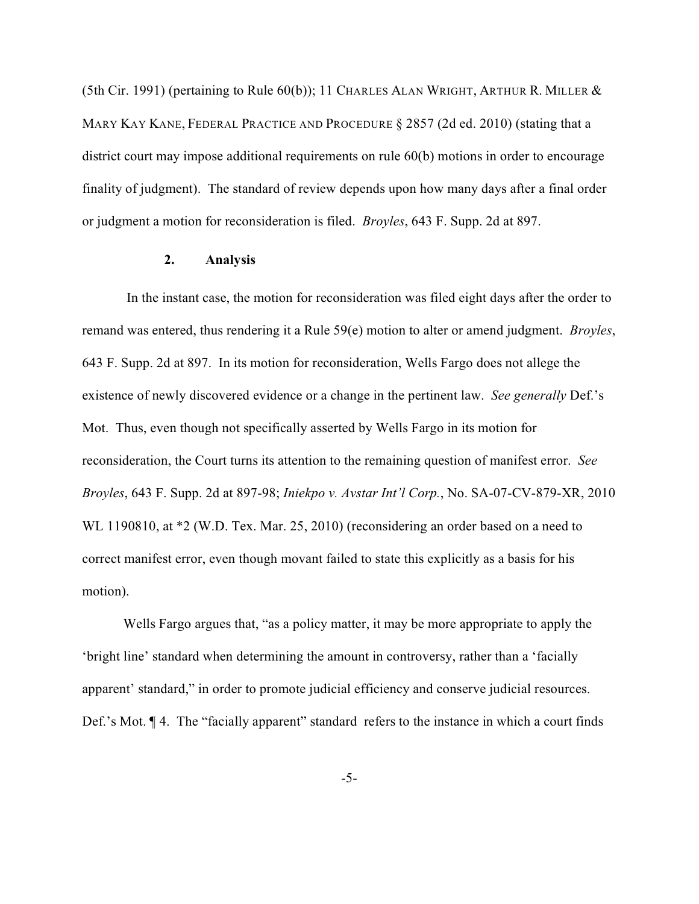(5th Cir. 1991) (pertaining to Rule 60(b)); 11 CHARLES ALAN WRIGHT, ARTHUR R. MILLER & MARY KAY KANE, FEDERAL PRACTICE AND PROCEDURE § 2857 (2d ed. 2010) (stating that a district court may impose additional requirements on rule 60(b) motions in order to encourage finality of judgment). The standard of review depends upon how many days after a final order or judgment a motion for reconsideration is filed. *Broyles*, 643 F. Supp. 2d at 897.

**2. Analysis**

In the instant case, the motion for reconsideration was filed eight days after the order to remand was entered, thus rendering it a Rule 59(e) motion to alter or amend judgment. *Broyles*, 643 F. Supp. 2d at 897. In its motion for reconsideration, Wells Fargo does not allege the existence of newly discovered evidence or a change in the pertinent law. *See generally* Def.'s Mot. Thus, even though not specifically asserted by Wells Fargo in its motion for reconsideration, the Court turns its attention to the remaining question of manifest error. *See Broyles*, 643 F. Supp. 2d at 897-98; *Iniekpo v. Avstar Int'l Corp.*, No. SA-07-CV-879-XR, 2010 WL 1190810, at *2 (W.D. Tex. Mar. 25, 2010) (reconsidering an order based on a need to correct manifest error, even though movant failed to state this explicitly as a basis for his motion).

Wells Fargo argues that, "as a policy matter, it may be more appropriate to apply the 'bright line' standard when determining the amount in controversy, rather than a 'facially apparent' standard," in order to promote judicial efficiency and conserve judicial resources. Def.'s Mot. ¶ 4. The "facially apparent" standard refers to the instance in which a court finds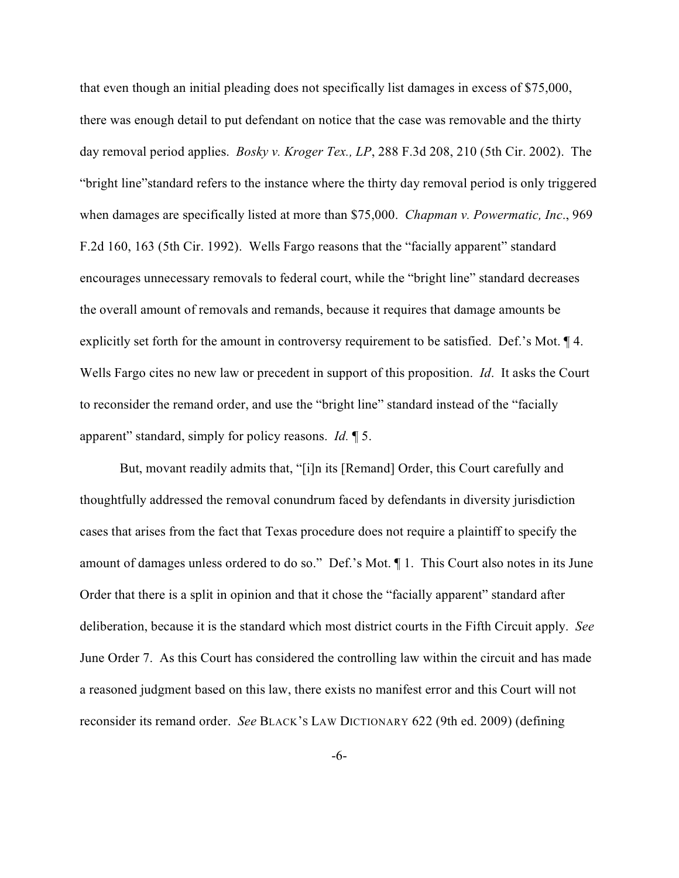that even though an initial pleading does not specifically list damages in excess of $75,000, there was enough detail to put defendant on notice that the case was removable and the thirty day removal period applies. *Bosky v. Kroger Tex., LP*, 288 F.3d 208, 210 (5th Cir. 2002). The "bright line"standard refers to the instance where the thirty day removal period is only triggered when damages are specifically listed at more than $75,000. *Chapman v. Powermatic, Inc*., 969 F.2d 160, 163 (5th Cir. 1992). Wells Fargo reasons that the "facially apparent" standard encourages unnecessary removals to federal court, while the "bright line" standard decreases the overall amount of removals and remands, because it requires that damage amounts be explicitly set forth for the amount in controversy requirement to be satisfied. Def.'s Mot. ¶ 4. Wells Fargo cites no new law or precedent in support of this proposition. *Id*. It asks the Court to reconsider the remand order, and use the "bright line" standard instead of the "facially apparent" standard, simply for policy reasons. *Id.* ¶ 5.

But, movant readily admits that, "[i]n its [Remand] Order, this Court carefully and thoughtfully addressed the removal conundrum faced by defendants in diversity jurisdiction cases that arises from the fact that Texas procedure does not require a plaintiff to specify the amount of damages unless ordered to do so." Def.'s Mot. ¶ 1. This Court also notes in its June Order that there is a split in opinion and that it chose the "facially apparent" standard after deliberation, because it is the standard which most district courts in the Fifth Circuit apply. *See* June Order 7. As this Court has considered the controlling law within the circuit and has made a reasoned judgment based on this law, there exists no manifest error and this Court will not reconsider its remand order. *See* BLACK'S LAW DICTIONARY 622 (9th ed. 2009) (defining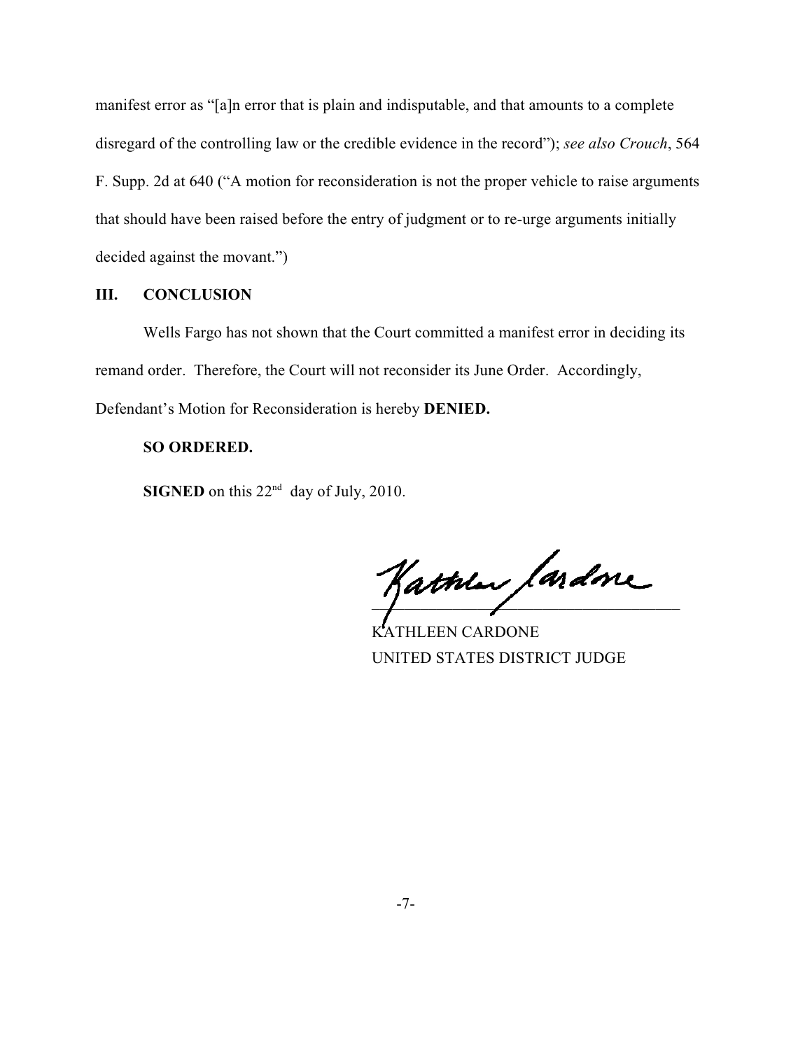manifest error as "[a]n error that is plain and indisputable, and that amounts to a complete disregard of the controlling law or the credible evidence in the record"); *see also Crouch*, 564 F. Supp. 2d at 640 ("A motion for reconsideration is not the proper vehicle to raise arguments that should have been raised before the entry of judgment or to re-urge arguments initially decided against the movant.")

## III. CONCLUSION

Wells Fargo has not shown that the Court committed a manifest error in deciding its remand order. Therefore, the Court will not reconsider its June Order. Accordingly, Defendant's Motion for Reconsideration is hereby **DENIED.**

**SO ORDERED.**

**SIGNED** on this 22nd day of July, 2010.

KATHLEEN CARDONE
UNITED STATES DISTRICT JUDGE